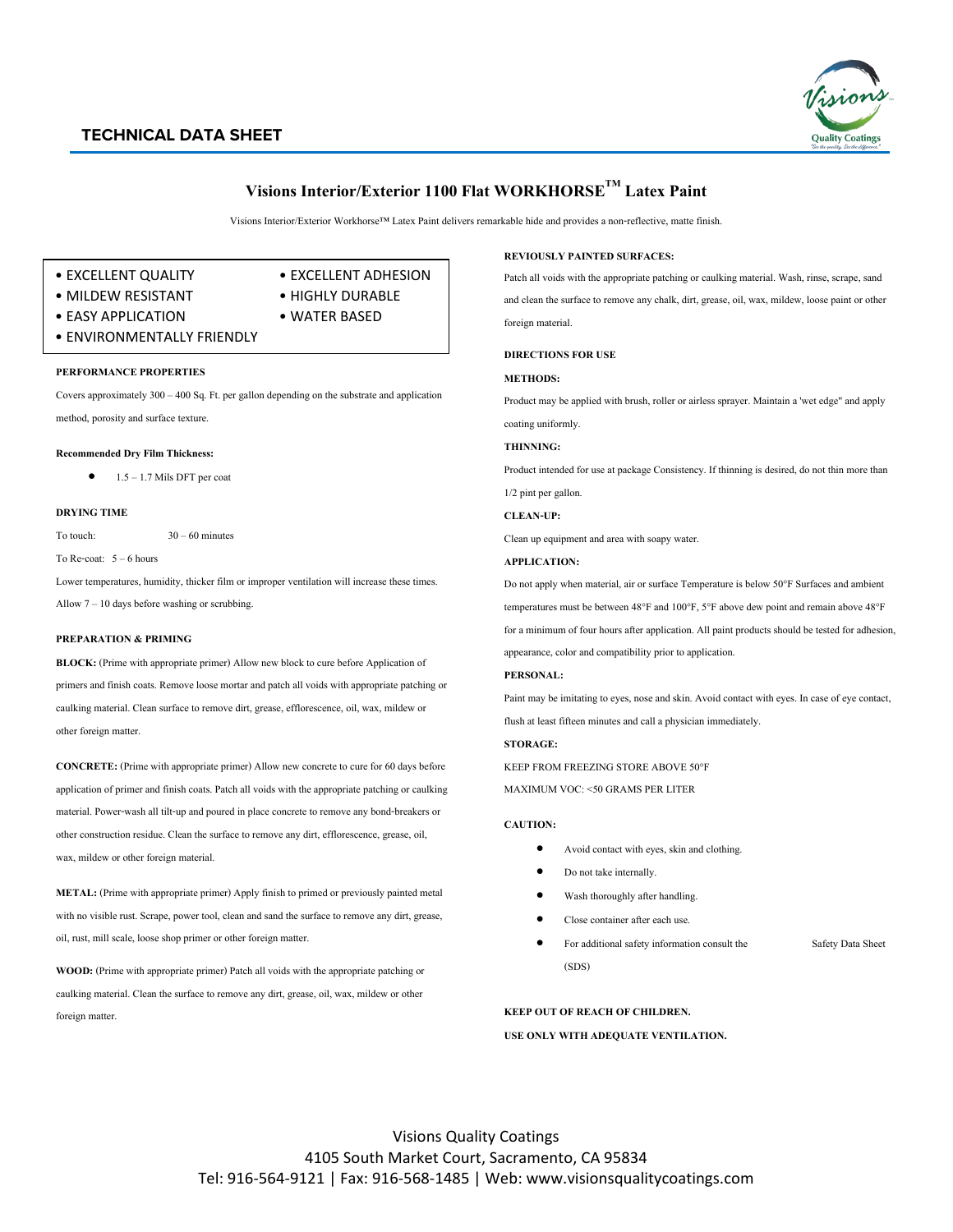## TECHNICAL DATA SHEET

# Visions Interior/Exterior 1100 Flat WORKHORSE™ Latex Paint

Visions Interior/Exterior Workhorse™ Latex Paint delivers remarkable hide and provides a non-reflective, matte finish.

- EXCELLENT QUALITY
- EXCELLENT ADHESION
- MILDEW RESISTANT
- HIGHLY DURABLE
- EASY APPLICATION
- WATER BASED
- ENVIRONMENTALLY FRIENDLY

**PERFORMANCE PROPERTIES**

Covers approximately 300 – 400 Sq. Ft. per gallon depending on the substrate and application method, porosity and surface texture.

**Recommended Dry Film Thickness:**

- 1.5 – 1.7 Mils DFT per coat

**DRYING TIME**

To touch: 30 – 60 minutes

To Re-coat: 5 – 6 hours

Lower temperatures, humidity, thicker film or improper ventilation will increase these times.

Allow 7 – 10 days before washing or scrubbing.

**PREPARATION & PRIMING**

**BLOCK:** (Prime with appropriate primer) Allow new block to cure before Application of primers and finish coats. Remove loose mortar and patch all voids with appropriate patching or caulking material. Clean surface to remove dirt, grease, efflorescence, oil, wax, mildew or other foreign matter.

**CONCRETE:** (Prime with appropriate primer) Allow new concrete to cure for 60 days before application of primer and finish coats. Patch all voids with the appropriate patching or caulking material. Power-wash all tilt-up and poured in place concrete to remove any bond-breakers or other construction residue. Clean the surface to remove any dirt, efflorescence, grease, oil, wax, mildew or other foreign material.

**METAL:** (Prime with appropriate primer) Apply finish to primed or previously painted metal with no visible rust. Scrape, power tool, clean and sand the surface to remove any dirt, grease, oil, rust, mill scale, loose shop primer or other foreign matter.

**WOOD:** (Prime with appropriate primer) Patch all voids with the appropriate patching or caulking material. Clean the surface to remove any dirt, grease, oil, wax, mildew or other foreign matter.

**REVIOUSLY PAINTED SURFACES:**

Patch all voids with the appropriate patching or caulking material. Wash, rinse, scrape, sand and clean the surface to remove any chalk, dirt, grease, oil, wax, mildew, loose paint or other foreign material.

**DIRECTIONS FOR USE**

**METHODS:**

Product may be applied with brush, roller or airless sprayer. Maintain a 'wet edge" and apply coating uniformly.

**THINNING:**

Product intended for use at package Consistency. If thinning is desired, do not thin more than 1/2 pint per gallon.

**CLEAN-UP:**

Clean up equipment and area with soapy water.

**APPLICATION:**

Do not apply when material, air or surface Temperature is below 50°F Surfaces and ambient temperatures must be between 48°F and 100°F, 5°F above dew point and remain above 48°F for a minimum of four hours after application. All paint products should be tested for adhesion, appearance, color and compatibility prior to application.

**PERSONAL:**

Paint may be imitating to eyes, nose and skin. Avoid contact with eyes. In case of eye contact, flush at least fifteen minutes and call a physician immediately.

**STORAGE:**

KEEP FROM FREEZING STORE ABOVE 50°F

MAXIMUM VOC: <50 GRAMS PER LITER

**CAUTION:**

- Avoid contact with eyes, skin and clothing.
- Do not take internally.
- Wash thoroughly after handling.
- Close container after each use.
- For additional safety information consult the Safety Data Sheet (SDS)

**KEEP OUT OF REACH OF CHILDREN.**

**USE ONLY WITH ADEQUATE VENTILATION.**

Visions Quality Coatings
4105 South Market Court, Sacramento, CA 95834
Tel: 916-564-9121 | Fax: 916-568-1485 | Web: www.visionsqualitycoatings.com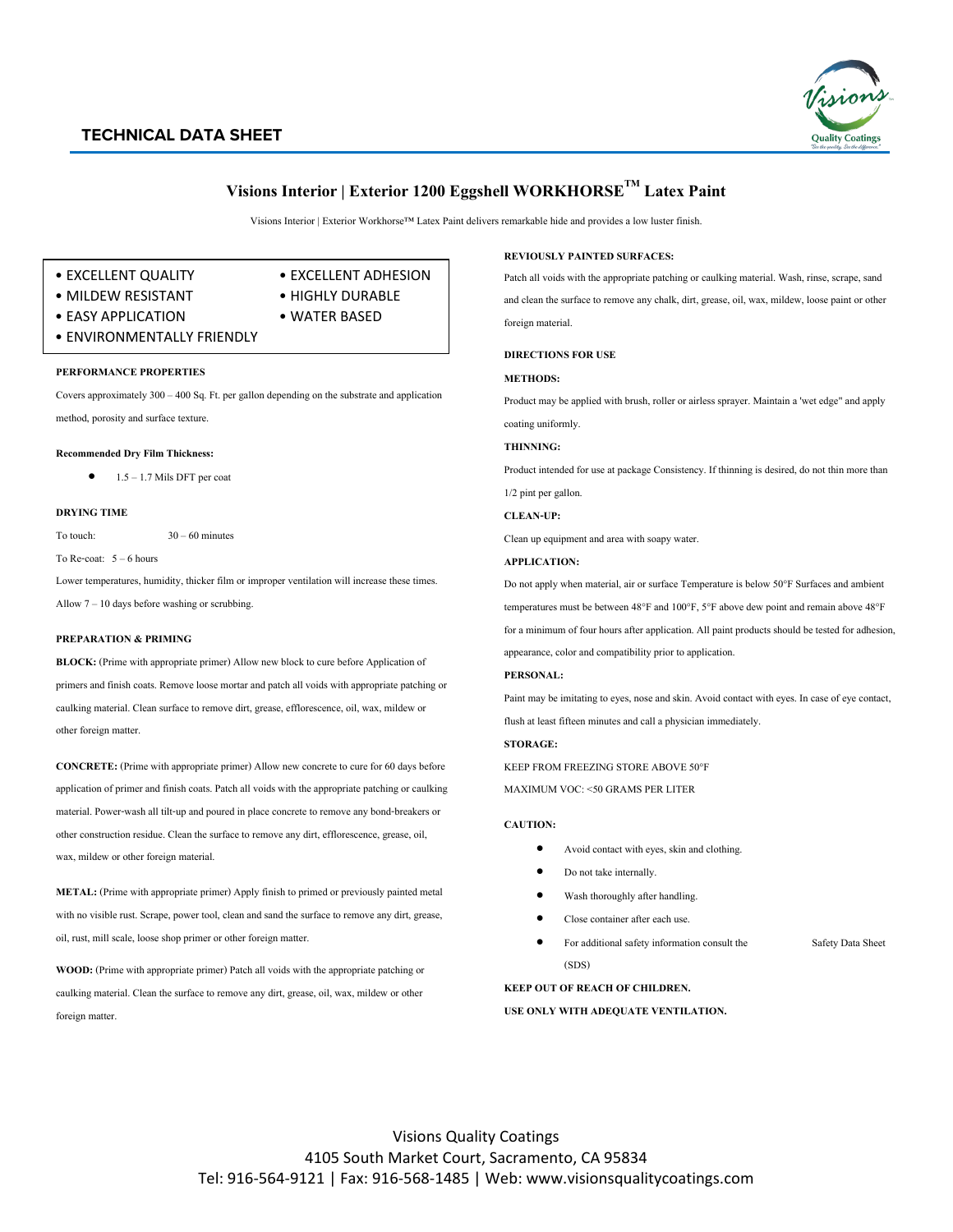## TECHNICAL DATA SHEET

# Visions Interior | Exterior 1200 Eggshell WORKHORSE™ Latex Paint

Visions Interior | Exterior Workhorse™ Latex Paint delivers remarkable hide and provides a low luster finish.

- EXCELLENT QUALITY
- MILDEW RESISTANT
- EASY APPLICATION
- ENVIRONMENTALLY FRIENDLY
- EXCELLENT ADHESION
- HIGHLY DURABLE
- WATER BASED

**PERFORMANCE PROPERTIES**

Covers approximately 300 – 400 Sq. Ft. per gallon depending on the substrate and application method, porosity and surface texture.

**Recommended Dry Film Thickness:**

- 1.5 – 1.7 Mils DFT per coat

**DRYING TIME**

To touch: 30 – 60 minutes

To Re-coat: 5 – 6 hours

Lower temperatures, humidity, thicker film or improper ventilation will increase these times.

Allow 7 – 10 days before washing or scrubbing.

**PREPARATION & PRIMING**

**BLOCK:** (Prime with appropriate primer) Allow new block to cure before Application of primers and finish coats. Remove loose mortar and patch all voids with appropriate patching or caulking material. Clean surface to remove dirt, grease, efflorescence, oil, wax, mildew or other foreign matter.

**CONCRETE:** (Prime with appropriate primer) Allow new concrete to cure for 60 days before application of primer and finish coats. Patch all voids with the appropriate patching or caulking material. Power-wash all tilt-up and poured in place concrete to remove any bond-breakers or other construction residue. Clean the surface to remove any dirt, efflorescence, grease, oil, wax, mildew or other foreign material.

**METAL:** (Prime with appropriate primer) Apply finish to primed or previously painted metal with no visible rust. Scrape, power tool, clean and sand the surface to remove any dirt, grease, oil, rust, mill scale, loose shop primer or other foreign matter.

**WOOD:** (Prime with appropriate primer) Patch all voids with the appropriate patching or caulking material. Clean the surface to remove any dirt, grease, oil, wax, mildew or other foreign matter.

**REVIOUSLY PAINTED SURFACES:**

Patch all voids with the appropriate patching or caulking material. Wash, rinse, scrape, sand and clean the surface to remove any chalk, dirt, grease, oil, wax, mildew, loose paint or other foreign material.

**DIRECTIONS FOR USE**

**METHODS:**

Product may be applied with brush, roller or airless sprayer. Maintain a 'wet edge" and apply coating uniformly.

**THINNING:**

Product intended for use at package Consistency. If thinning is desired, do not thin more than 1/2 pint per gallon.

**CLEAN-UP:**

Clean up equipment and area with soapy water.

**APPLICATION:**

Do not apply when material, air or surface Temperature is below 50°F Surfaces and ambient temperatures must be between 48°F and 100°F, 5°F above dew point and remain above 48°F for a minimum of four hours after application. All paint products should be tested for adhesion, appearance, color and compatibility prior to application.

**PERSONAL:**

Paint may be imitating to eyes, nose and skin. Avoid contact with eyes. In case of eye contact, flush at least fifteen minutes and call a physician immediately.

**STORAGE:**

KEEP FROM FREEZING STORE ABOVE 50°F

MAXIMUM VOC: <50 GRAMS PER LITER

**CAUTION:**

- Avoid contact with eyes, skin and clothing.
- Do not take internally.
- Wash thoroughly after handling.
- Close container after each use.
- For additional safety information consult the Safety Data Sheet (SDS)

**KEEP OUT OF REACH OF CHILDREN.**

**USE ONLY WITH ADEQUATE VENTILATION.**

Visions Quality Coatings
4105 South Market Court, Sacramento, CA 95834
Tel: 916-564-9121 | Fax: 916-568-1485 | Web: www.visionsqualitycoatings.com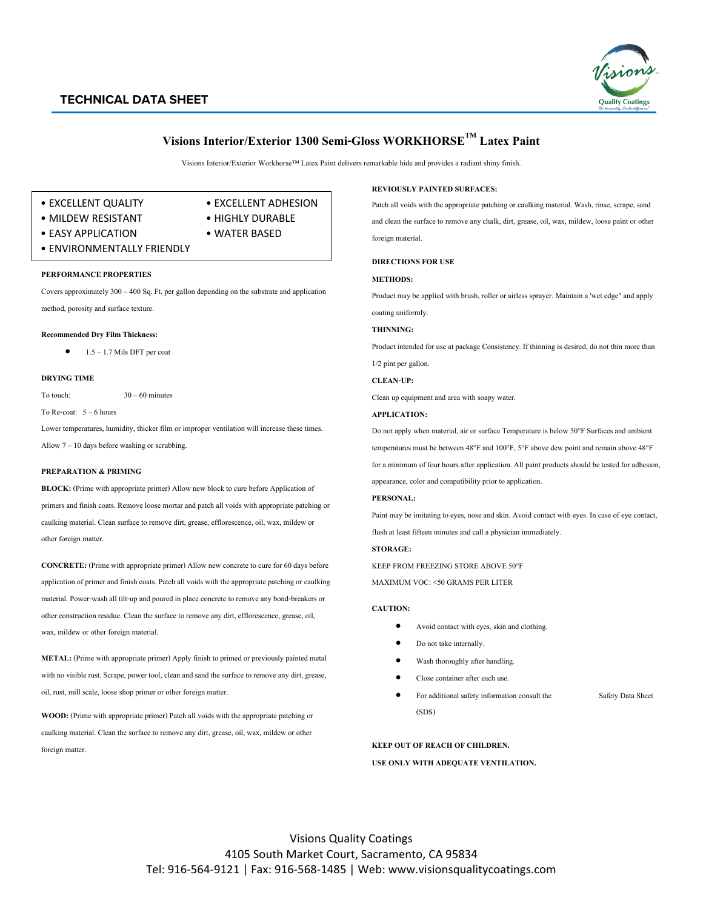## TECHNICAL DATA SHEET

# Visions Interior/Exterior 1300 Semi-Gloss WORKHORSE™ Latex Paint

Visions Interior/Exterior Workhorse™ Latex Paint delivers remarkable hide and provides a radiant shiny finish.

- EXCELLENT QUALITY
- MILDEW RESISTANT
- EASY APPLICATION
- ENVIRONMENTALLY FRIENDLY
- EXCELLENT ADHESION
- HIGHLY DURABLE
- WATER BASED

**PERFORMANCE PROPERTIES**

Covers approximately 300 – 400 Sq. Ft. per gallon depending on the substrate and application method, porosity and surface texture.

**Recommended Dry Film Thickness:**

- 1.5 – 1.7 Mils DFT per coat

**DRYING TIME**

To touch: 30 – 60 minutes

To Re-coat: 5 – 6 hours

Lower temperatures, humidity, thicker film or improper ventilation will increase these times.

Allow 7 – 10 days before washing or scrubbing.

**PREPARATION & PRIMING**

**BLOCK:** (Prime with appropriate primer) Allow new block to cure before Application of primers and finish coats. Remove loose mortar and patch all voids with appropriate patching or caulking material. Clean surface to remove dirt, grease, efflorescence, oil, wax, mildew or other foreign matter.

**CONCRETE:** (Prime with appropriate primer) Allow new concrete to cure for 60 days before application of primer and finish coats. Patch all voids with the appropriate patching or caulking material. Power-wash all tilt-up and poured in place concrete to remove any bond-breakers or other construction residue. Clean the surface to remove any dirt, efflorescence, grease, oil, wax, mildew or other foreign material.

**METAL:** (Prime with appropriate primer) Apply finish to primed or previously painted metal with no visible rust. Scrape, power tool, clean and sand the surface to remove any dirt, grease, oil, rust, mill scale, loose shop primer or other foreign matter.

**WOOD:** (Prime with appropriate primer) Patch all voids with the appropriate patching or caulking material. Clean the surface to remove any dirt, grease, oil, wax, mildew or other foreign matter.

**REVIOUSLY PAINTED SURFACES:**

Patch all voids with the appropriate patching or caulking material. Wash, rinse, scrape, sand and clean the surface to remove any chalk, dirt, grease, oil, wax, mildew, loose paint or other foreign material.

**DIRECTIONS FOR USE**

**METHODS:**

Product may be applied with brush, roller or airless sprayer. Maintain a 'wet edge" and apply coating uniformly.

**THINNING:**

Product intended for use at package Consistency. If thinning is desired, do not thin more than 1/2 pint per gallon.

**CLEAN-UP:**

Clean up equipment and area with soapy water.

**APPLICATION:**

Do not apply when material, air or surface Temperature is below 50°F Surfaces and ambient temperatures must be between 48°F and 100°F, 5°F above dew point and remain above 48°F for a minimum of four hours after application. All paint products should be tested for adhesion, appearance, color and compatibility prior to application.

**PERSONAL:**

Paint may be imitating to eyes, nose and skin. Avoid contact with eyes. In case of eye contact, flush at least fifteen minutes and call a physician immediately.

**STORAGE:**

KEEP FROM FREEZING STORE ABOVE 50°F

MAXIMUM VOC: <50 GRAMS PER LITER

**CAUTION:**

- Avoid contact with eyes, skin and clothing.
- Do not take internally.
- Wash thoroughly after handling.
- Close container after each use.
- For additional safety information consult the Safety Data Sheet (SDS)

**KEEP OUT OF REACH OF CHILDREN.**

**USE ONLY WITH ADEQUATE VENTILATION.**

Visions Quality Coatings
4105 South Market Court, Sacramento, CA 95834
Tel: 916-564-9121 | Fax: 916-568-1485 | Web: www.visionsqualitycoatings.com